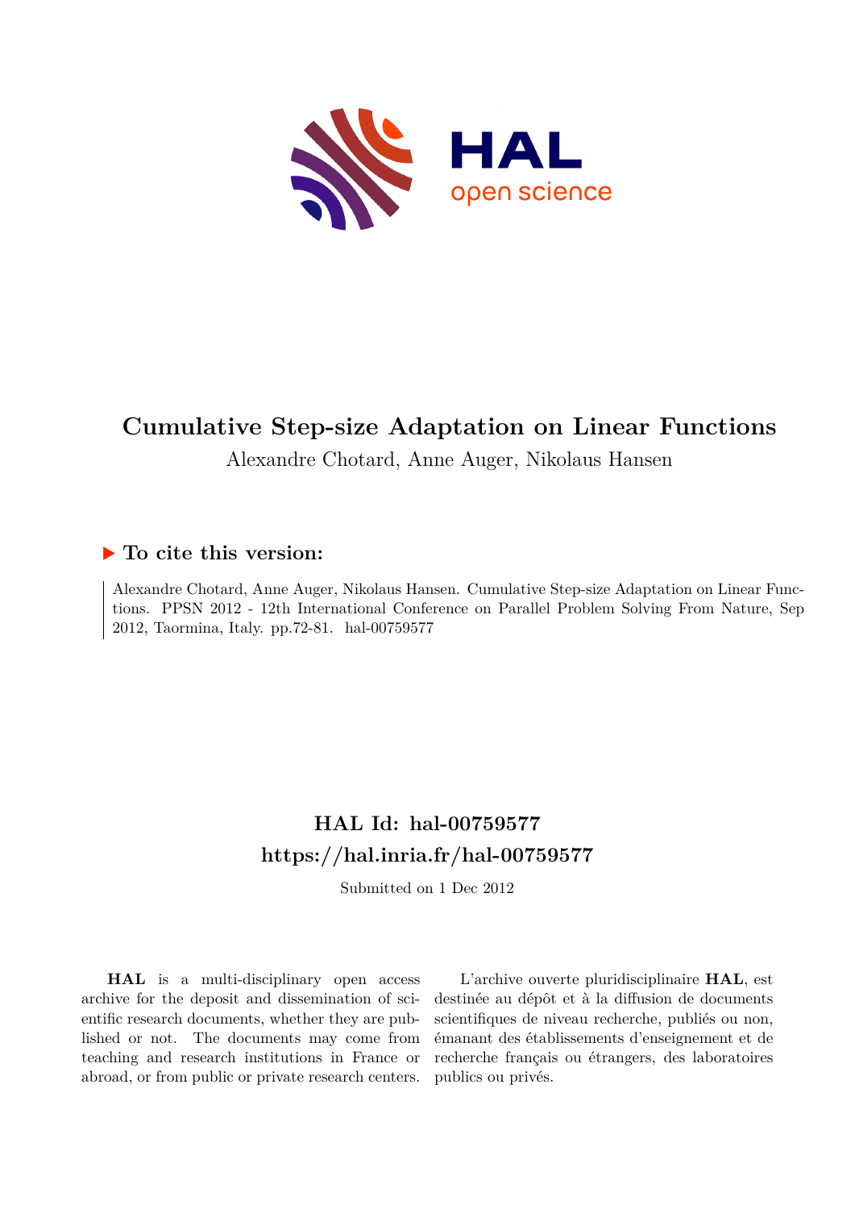# Cumulative Step-size Adaptation on Linear Functions

Alexandre Chotard, Anne Auger, Nikolaus Hansen

## To cite this version:

Alexandre Chotard, Anne Auger, Nikolaus Hansen. Cumulative Step-size Adaptation on Linear Functions. PPSN 2012 - 12th International Conference on Parallel Problem Solving From Nature, Sep 2012, Taormina, Italy. pp.72-81. hal-00759577

## HAL Id: hal-00759577
## https://hal.inria.fr/hal-00759577

Submitted on 1 Dec 2012

**HAL** is a multi-disciplinary open access archive for the deposit and dissemination of scientific research documents, whether they are published or not. The documents may come from teaching and research institutions in France or abroad, or from public or private research centers.

L'archive ouverte pluridisciplinaire **HAL**, est destinée au dépôt et à la diffusion de documents scientifiques de niveau recherche, publiés ou non, émanant des établissements d'enseignement et de recherche français ou étrangers, des laboratoires publics ou privés.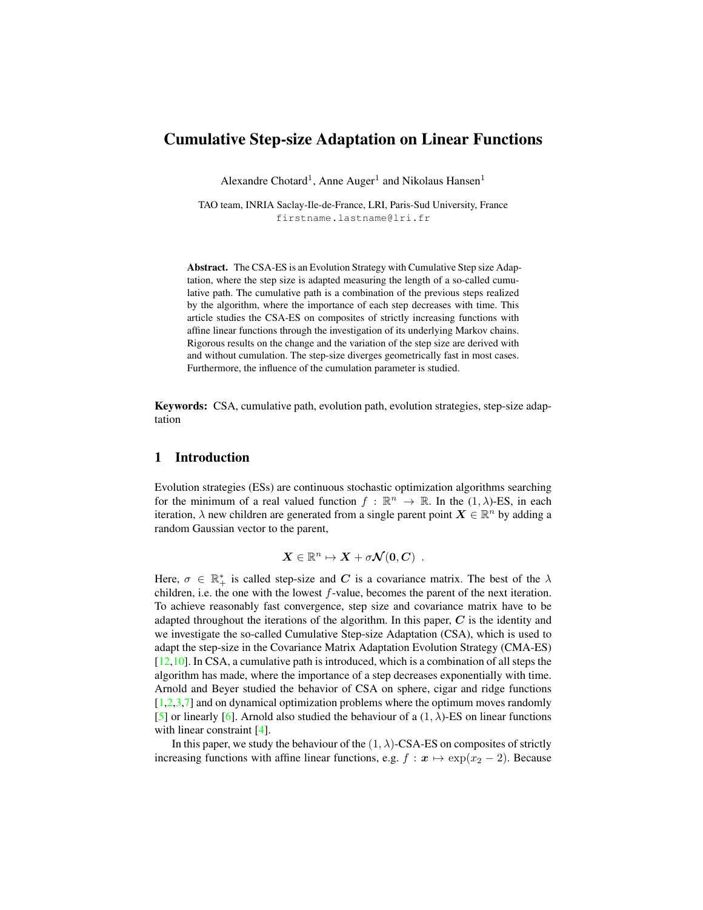# Cumulative Step-size Adaptation on Linear Functions

Alexandre Chotard[1], Anne Auger[1] and Nikolaus Hansen[1]

TAO team, INRIA Saclay-Ile-de-France, LRI, Paris-Sud University, France
firstname.lastname@lri.fr

**Abstract.** The CSA-ES is an Evolution Strategy with Cumulative Step size Adaptation, where the step size is adapted measuring the length of a so-called cumulative path. The cumulative path is a combination of the previous steps realized by the algorithm, where the importance of each step decreases with time. This article studies the CSA-ES on composites of strictly increasing functions with affine linear functions through the investigation of its underlying Markov chains. Rigorous results on the change and the variation of the step size are derived with and without cumulation. The step-size diverges geometrically fast in most cases. Furthermore, the influence of the cumulation parameter is studied.

**Keywords:** CSA, cumulative path, evolution path, evolution strategies, step-size adaptation

## 1 Introduction

Evolution strategies (ESs) are continuous stochastic optimization algorithms searching for the minimum of a real valued function $f : \mathbb{R}^n \to \mathbb{R}$. In the $(1, \lambda)$-ES, in each iteration, $\lambda$ new children are generated from a single parent point $\boldsymbol{X} \in \mathbb{R}^n$ by adding a random Gaussian vector to the parent,

$$\boldsymbol{X} \in \mathbb{R}^n \mapsto \boldsymbol{X} + \sigma \boldsymbol{\mathcal{N}}(\boldsymbol{0}, \boldsymbol{C}) \ .$$

Here, $\sigma \in \mathbb{R}^*_+$ is called step-size and $\boldsymbol{C}$ is a covariance matrix. The best of the $\lambda$ children, i.e. the one with the lowest $f$-value, becomes the parent of the next iteration. To achieve reasonably fast convergence, step size and covariance matrix have to be adapted throughout the iterations of the algorithm. In this paper, $\boldsymbol{C}$ is the identity and we investigate the so-called Cumulative Step-size Adaptation (CSA), which is used to adapt the step-size in the Covariance Matrix Adaptation Evolution Strategy (CMA-ES) [12,10]. In CSA, a cumulative path is introduced, which is a combination of all steps the algorithm has made, where the importance of a step decreases exponentially with time. Arnold and Beyer studied the behavior of CSA on sphere, cigar and ridge functions [1,2,3,7] and on dynamical optimization problems where the optimum moves randomly [5] or linearly [6]. Arnold also studied the behaviour of a $(1, \lambda)$-ES on linear functions with linear constraint [4].

In this paper, we study the behaviour of the $(1, \lambda)$-CSA-ES on composites of strictly increasing functions with affine linear functions, e.g. $f : \boldsymbol{x} \mapsto \exp(x_2 - 2)$. Because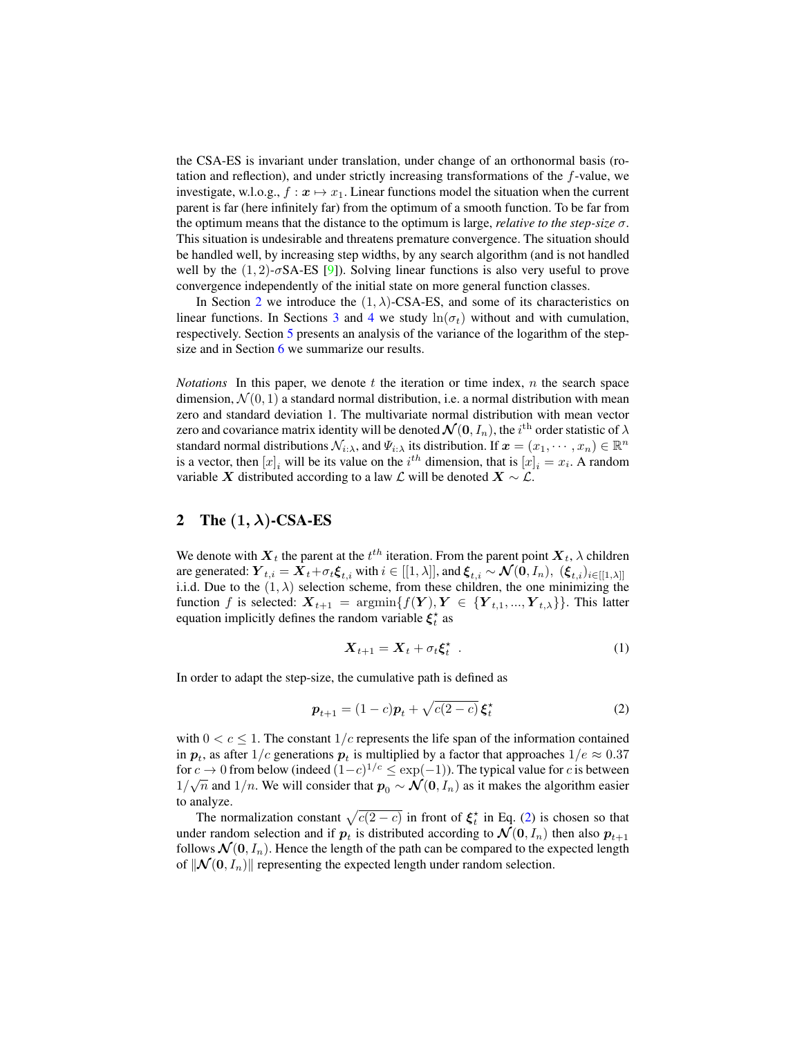the CSA-ES is invariant under translation, under change of an orthonormal basis (rotation and reflection), and under strictly increasing transformations of the $f$-value, we investigate, w.l.o.g., $f : \boldsymbol{x} \mapsto x_1$. Linear functions model the situation when the current parent is far (here infinitely far) from the optimum of a smooth function. To be far from the optimum means that the distance to the optimum is large, *relative to the step-size* $\sigma$. This situation is undesirable and threatens premature convergence. The situation should be handled well, by increasing step widths, by any search algorithm (and is not handled well by the $(1, 2)$-$\sigma$SA-ES [9]). Solving linear functions is also very useful to prove convergence independently of the initial state on more general function classes.

In Section 2 we introduce the $(1, \lambda)$-CSA-ES, and some of its characteristics on linear functions. In Sections 3 and 4 we study $\ln(\sigma_t)$ without and with cumulation, respectively. Section 5 presents an analysis of the variance of the logarithm of the step-size and in Section 6 we summarize our results.

*Notations* In this paper, we denote $t$ the iteration or time index, $n$ the search space dimension, $\mathcal{N}(0, 1)$ a standard normal distribution, i.e. a normal distribution with mean zero and standard deviation 1. The multivariate normal distribution with mean vector zero and covariance matrix identity will be denoted $\boldsymbol{\mathcal{N}}(\boldsymbol{0}, I_n)$, the $i^{\text{th}}$ order statistic of $\lambda$ standard normal distributions $\mathcal{N}_{i:\lambda}$, and $\Psi_{i:\lambda}$ its distribution. If $\boldsymbol{x} = (x_1, \cdots, x_n) \in \mathbb{R}^n$ is a vector, then $[x]_i$ will be its value on the $i^{th}$ dimension, that is $[x]_i = x_i$. A random variable $\boldsymbol{X}$ distributed according to a law $\mathcal{L}$ will be denoted $\boldsymbol{X} \sim \mathcal{L}$.

## 2 The $(1, \lambda)$-CSA-ES

We denote with $\boldsymbol{X}_t$ the parent at the $t^{th}$ iteration. From the parent point $\boldsymbol{X}_t$, $\lambda$ children are generated: $\boldsymbol{Y}_{t,i} = \boldsymbol{X}_t + \sigma_t \boldsymbol{\xi}_{t,i}$ with $i \in [[1, \lambda]]$, and $\boldsymbol{\xi}_{t,i} \sim \boldsymbol{\mathcal{N}}(\boldsymbol{0}, I_n)$, $(\boldsymbol{\xi}_{t,i})_{i \in [[1,\lambda]]}$ i.i.d. Due to the $(1, \lambda)$ selection scheme, from these children, the one minimizing the function $f$ is selected: $\boldsymbol{X}_{t+1} = \operatorname{argmin}\{f(\boldsymbol{Y}), \boldsymbol{Y} \in \{\boldsymbol{Y}_{t,1}, ..., \boldsymbol{Y}_{t,\lambda}\}\}$. This latter equation implicitly defines the random variable $\boldsymbol{\xi}_t^\star$ as

$$\boldsymbol{X}_{t+1} = \boldsymbol{X}_t + \sigma_t \boldsymbol{\xi}_t^\star \ . \tag{1}$$

In order to adapt the step-size, the cumulative path is defined as

$$\boldsymbol{p}_{t+1} = (1 - c)\boldsymbol{p}_t + \sqrt{c(2 - c)}\, \boldsymbol{\xi}_t^\star \tag{2}$$

with $0 < c \leq 1$. The constant $1/c$ represents the life span of the information contained in $\boldsymbol{p}_t$, as after $1/c$ generations $\boldsymbol{p}_t$ is multiplied by a factor that approaches $1/e \approx 0.37$ for $c \to 0$ from below (indeed $(1-c)^{1/c} \leq \exp(-1)$). The typical value for $c$ is between $1/\sqrt{n}$ and $1/n$. We will consider that $\boldsymbol{p}_0 \sim \boldsymbol{\mathcal{N}}(\boldsymbol{0}, I_n)$ as it makes the algorithm easier to analyze.

The normalization constant $\sqrt{c(2 - c)}$ in front of $\boldsymbol{\xi}_t^\star$ in Eq. (2) is chosen so that under random selection and if $\boldsymbol{p}_t$ is distributed according to $\boldsymbol{\mathcal{N}}(\boldsymbol{0}, I_n)$ then also $\boldsymbol{p}_{t+1}$ follows $\boldsymbol{\mathcal{N}}(\boldsymbol{0}, I_n)$. Hence the length of the path can be compared to the expected length of $\|\boldsymbol{\mathcal{N}}(\boldsymbol{0}, I_n)\|$ representing the expected length under random selection.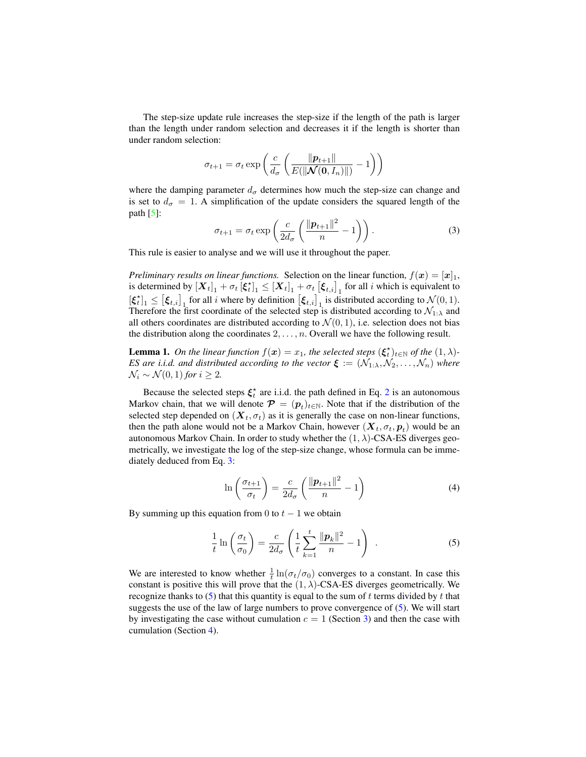The step-size update rule increases the step-size if the length of the path is larger than the length under random selection and decreases it if the length is shorter than under random selection:

$$\sigma_{t+1} = \sigma_t \exp\left(\frac{c}{d_\sigma}\left(\frac{\|\boldsymbol{p}_{t+1}\|}{E(\|\boldsymbol{\mathcal{N}}(\mathbf{0}, I_n)\|)} - 1\right)\right)$$

where the damping parameter $d_\sigma$ determines how much the step-size can change and is set to $d_\sigma = 1$. A simplification of the update considers the squared length of the path [5]:

$$\sigma_{t+1} = \sigma_t \exp\left(\frac{c}{2d_\sigma}\left(\frac{\|\boldsymbol{p}_{t+1}\|^2}{n} - 1\right)\right). \tag{3}$$

This rule is easier to analyse and we will use it throughout the paper.

*Preliminary results on linear functions.* Selection on the linear function, $f(\boldsymbol{x}) = [\boldsymbol{x}]_1$, is determined by $[\boldsymbol{X}_t]_1 + \sigma_t [\boldsymbol{\xi}_t^\star]_1 \leq [\boldsymbol{X}_t]_1 + \sigma_t [\boldsymbol{\xi}_{t,i}]_1$ for all $i$ which is equivalent to $[\boldsymbol{\xi}_t^\star]_1 \leq [\boldsymbol{\xi}_{t,i}]_1$ for all $i$ where by definition $[\boldsymbol{\xi}_{t,i}]_1$ is distributed according to $\mathcal{N}(0,1)$. Therefore the first coordinate of the selected step is distributed according to $\mathcal{N}_{1:\lambda}$ and all others coordinates are distributed according to $\mathcal{N}(0,1)$, i.e. selection does not bias the distribution along the coordinates $2, \ldots, n$. Overall we have the following result.

**Lemma 1.** *On the linear function $f(\boldsymbol{x}) = x_1$, the selected steps $(\boldsymbol{\xi}_t^\star)_{t\in\mathbb{N}}$ of the $(1,\lambda)$-ES are i.i.d. and distributed according to the vector $\boldsymbol{\xi} := (\mathcal{N}_{1:\lambda}, \mathcal{N}_2, \ldots, \mathcal{N}_n)$ where $\mathcal{N}_i \sim \mathcal{N}(0,1)$ for $i \geq 2$.*

Because the selected steps $\boldsymbol{\xi}_t^\star$ are i.i.d. the path defined in Eq. 2 is an autonomous Markov chain, that we will denote $\boldsymbol{\mathcal{P}} = (\boldsymbol{p}_t)_{t\in\mathbb{N}}$. Note that if the distribution of the selected step depended on $(\boldsymbol{X}_t, \sigma_t)$ as it is generally the case on non-linear functions, then the path alone would not be a Markov Chain, however $(\boldsymbol{X}_t, \sigma_t, \boldsymbol{p}_t)$ would be an autonomous Markov Chain. In order to study whether the $(1,\lambda)$-CSA-ES diverges geometrically, we investigate the log of the step-size change, whose formula can be immediately deduced from Eq. 3:

$$\ln\left(\frac{\sigma_{t+1}}{\sigma_t}\right) = \frac{c}{2d_\sigma}\left(\frac{\|\boldsymbol{p}_{t+1}\|^2}{n} - 1\right) \tag{4}$$

By summing up this equation from 0 to $t-1$ we obtain

$$\frac{1}{t}\ln\left(\frac{\sigma_t}{\sigma_0}\right) = \frac{c}{2d_\sigma}\left(\frac{1}{t}\sum_{k=1}^{t}\frac{\|\boldsymbol{p}_k\|^2}{n} - 1\right) . \tag{5}$$

We are interested to know whether $\frac{1}{t}\ln(\sigma_t/\sigma_0)$ converges to a constant. In case this constant is positive this will prove that the $(1,\lambda)$-CSA-ES diverges geometrically. We recognize thanks to (5) that this quantity is equal to the sum of $t$ terms divided by $t$ that suggests the use of the law of large numbers to prove convergence of (5). We will start by investigating the case without cumulation $c = 1$ (Section 3) and then the case with cumulation (Section 4).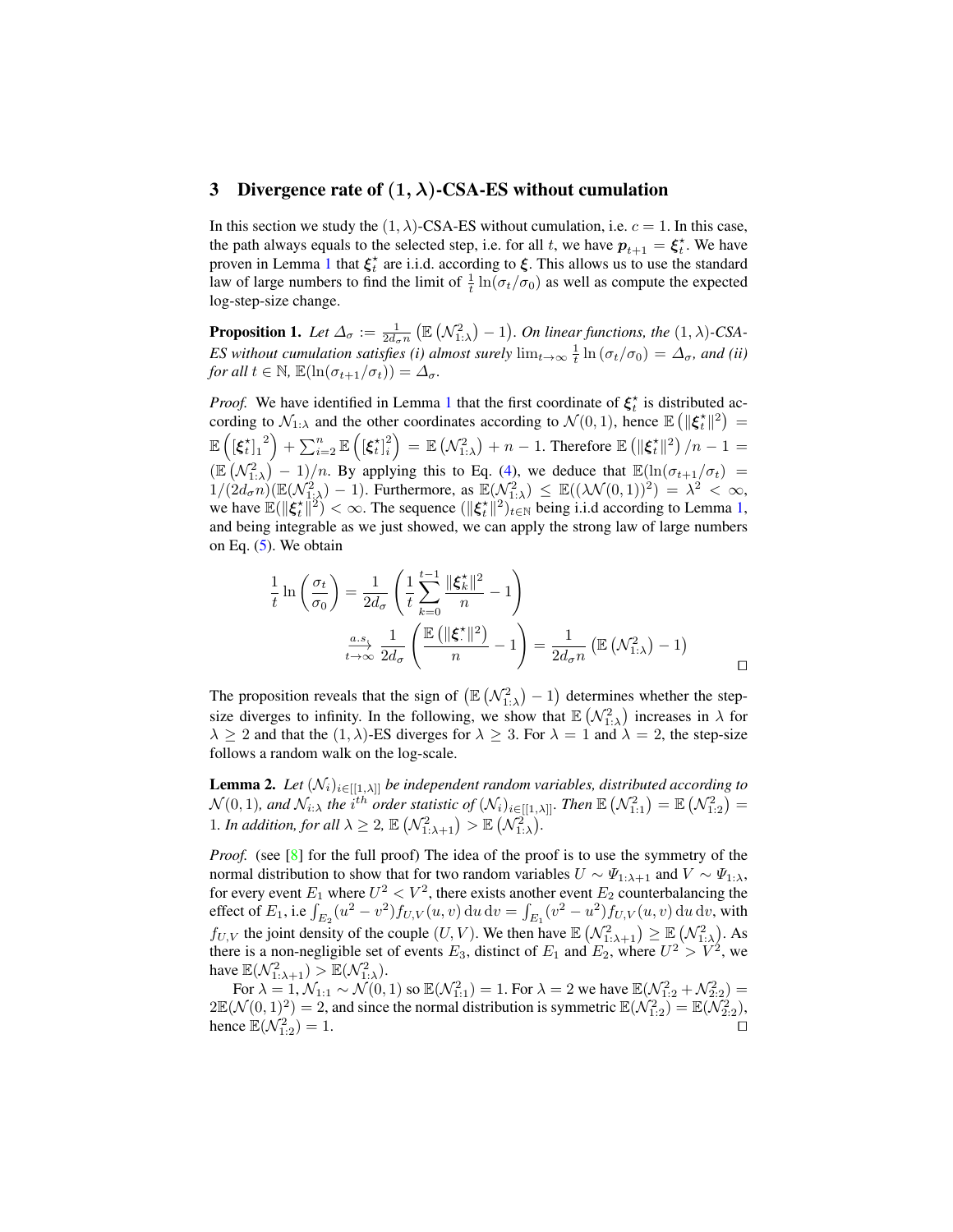## 3 Divergence rate of $(1,\lambda)$-CSA-ES without cumulation

In this section we study the $(1,\lambda)$-CSA-ES without cumulation, i.e. $c = 1$. In this case, the path always equals to the selected step, i.e. for all $t$, we have $\boldsymbol{p}_{t+1} = \boldsymbol{\xi}_t^\star$. We have proven in Lemma 1 that $\boldsymbol{\xi}_t^\star$ are i.i.d. according to $\boldsymbol{\xi}$. This allows us to use the standard law of large numbers to find the limit of $\frac{1}{t}\ln(\sigma_t/\sigma_0)$ as well as compute the expected log-step-size change.

**Proposition 1.** *Let $\Delta_\sigma := \frac{1}{2d_\sigma n}\left(\mathbb{E}\left(\mathcal{N}_{1:\lambda}^2\right) - 1\right)$. On linear functions, the $(1,\lambda)$-CSA-ES without cumulation satisfies (i) almost surely $\lim_{t\to\infty}\frac{1}{t}\ln(\sigma_t/\sigma_0) = \Delta_\sigma$, and (ii) for all $t \in \mathbb{N}$, $\mathbb{E}(\ln(\sigma_{t+1}/\sigma_t)) = \Delta_\sigma$.*

*Proof.* We have identified in Lemma 1 that the first coordinate of $\boldsymbol{\xi}_t^\star$ is distributed according to $\mathcal{N}_{1:\lambda}$ and the other coordinates according to $\mathcal{N}(0,1)$, hence $\mathbb{E}\left(\|\boldsymbol{\xi}_t^\star\|^2\right) = \mathbb{E}\left({[\boldsymbol{\xi}_t^\star]_1}^2\right) + \sum_{i=2}^n \mathbb{E}\left([\boldsymbol{\xi}_t^\star]_i^2\right) = \mathbb{E}\left(\mathcal{N}_{1:\lambda}^2\right) + n - 1$. Therefore $\mathbb{E}\left(\|\boldsymbol{\xi}_t^\star\|^2\right)/n - 1 = \left(\mathbb{E}\left(\mathcal{N}_{1:\lambda}^2\right) - 1\right)/n$. By applying this to Eq. (4), we deduce that $\mathbb{E}(\ln(\sigma_{t+1}/\sigma_t) = 1/(2d_\sigma n)(\mathbb{E}(\mathcal{N}_{1:\lambda}^2) - 1)$. Furthermore, as $\mathbb{E}(\mathcal{N}_{1:\lambda}^2) \le \mathbb{E}((\lambda\mathcal{N}(0,1))^2) = \lambda^2 < \infty$, we have $\mathbb{E}(\|\boldsymbol{\xi}_t^\star\|^2) < \infty$. The sequence $(\|\boldsymbol{\xi}_t^\star\|^2)_{t\in\mathbb{N}}$ being i.i.d according to Lemma 1, and being integrable as we just showed, we can apply the strong law of large numbers on Eq. (5). We obtain

$$\frac{1}{t}\ln\left(\frac{\sigma_t}{\sigma_0}\right) = \frac{1}{2d_\sigma}\left(\frac{1}{t}\sum_{k=0}^{t-1}\frac{\|\boldsymbol{\xi}_k^\star\|^2}{n} - 1\right)$$

$$\xrightarrow[t\to\infty]{a.s.} \frac{1}{2d_\sigma}\left(\frac{\mathbb{E}\left(\|\boldsymbol{\xi}^\star\|^2\right)}{n} - 1\right) = \frac{1}{2d_\sigma n}\left(\mathbb{E}\left(\mathcal{N}_{1:\lambda}^2\right) - 1\right)$$

□

The proposition reveals that the sign of $\left(\mathbb{E}\left(\mathcal{N}_{1:\lambda}^2\right) - 1\right)$ determines whether the step-size diverges to infinity. In the following, we show that $\mathbb{E}\left(\mathcal{N}_{1:\lambda}^2\right)$ increases in $\lambda$ for $\lambda \ge 2$ and that the $(1,\lambda)$-ES diverges for $\lambda \ge 3$. For $\lambda = 1$ and $\lambda = 2$, the step-size follows a random walk on the log-scale.

**Lemma 2.** *Let $(\mathcal{N}_i)_{i\in[[1,\lambda]]}$ be independent random variables, distributed according to $\mathcal{N}(0,1)$, and $\mathcal{N}_{i:\lambda}$ the $i^{th}$ order statistic of $(\mathcal{N}_i)_{i\in[[1,\lambda]]}$. Then $\mathbb{E}\left(\mathcal{N}_{1:1}^2\right) = \mathbb{E}\left(\mathcal{N}_{1:2}^2\right) = 1$. In addition, for all $\lambda \ge 2$, $\mathbb{E}\left(\mathcal{N}_{1:\lambda+1}^2\right) > \mathbb{E}\left(\mathcal{N}_{1:\lambda}^2\right)$.*

*Proof.* (see [8] for the full proof) The idea of the proof is to use the symmetry of the normal distribution to show that for two random variables $U \sim \Psi_{1:\lambda+1}$ and $V \sim \Psi_{1:\lambda}$, for every event $E_1$ where $U^2 < V^2$, there exists another event $E_2$ counterbalancing the effect of $E_1$, i.e $\int_{E_2}(u^2 - v^2)f_{U,V}(u,v)\,\mathrm{d}u\,\mathrm{d}v = \int_{E_1}(v^2 - u^2)f_{U,V}(u,v)\,\mathrm{d}u\,\mathrm{d}v$, with $f_{U,V}$ the joint density of the couple $(U,V)$. We then have $\mathbb{E}\left(\mathcal{N}_{1:\lambda+1}^2\right) \ge \mathbb{E}\left(\mathcal{N}_{1:\lambda}^2\right)$. As there is a non-negligible set of events $E_3$, distinct of $E_1$ and $E_2$, where $U^2 > V^2$, we have $\mathbb{E}(\mathcal{N}_{1:\lambda+1}^2) > \mathbb{E}(\mathcal{N}_{1:\lambda}^2)$.

For $\lambda = 1$, $\mathcal{N}_{1:1} \sim \mathcal{N}(0,1)$ so $\mathbb{E}(\mathcal{N}_{1:1}^2) = 1$. For $\lambda = 2$ we have $\mathbb{E}(\mathcal{N}_{1:2}^2 + \mathcal{N}_{2:2}^2) = 2\mathbb{E}(\mathcal{N}(0,1)^2) = 2$, and since the normal distribution is symmetric $\mathbb{E}(\mathcal{N}_{1:2}^2) = \mathbb{E}(\mathcal{N}_{2:2}^2)$, hence $\mathbb{E}(\mathcal{N}_{1:2}^2) = 1$. □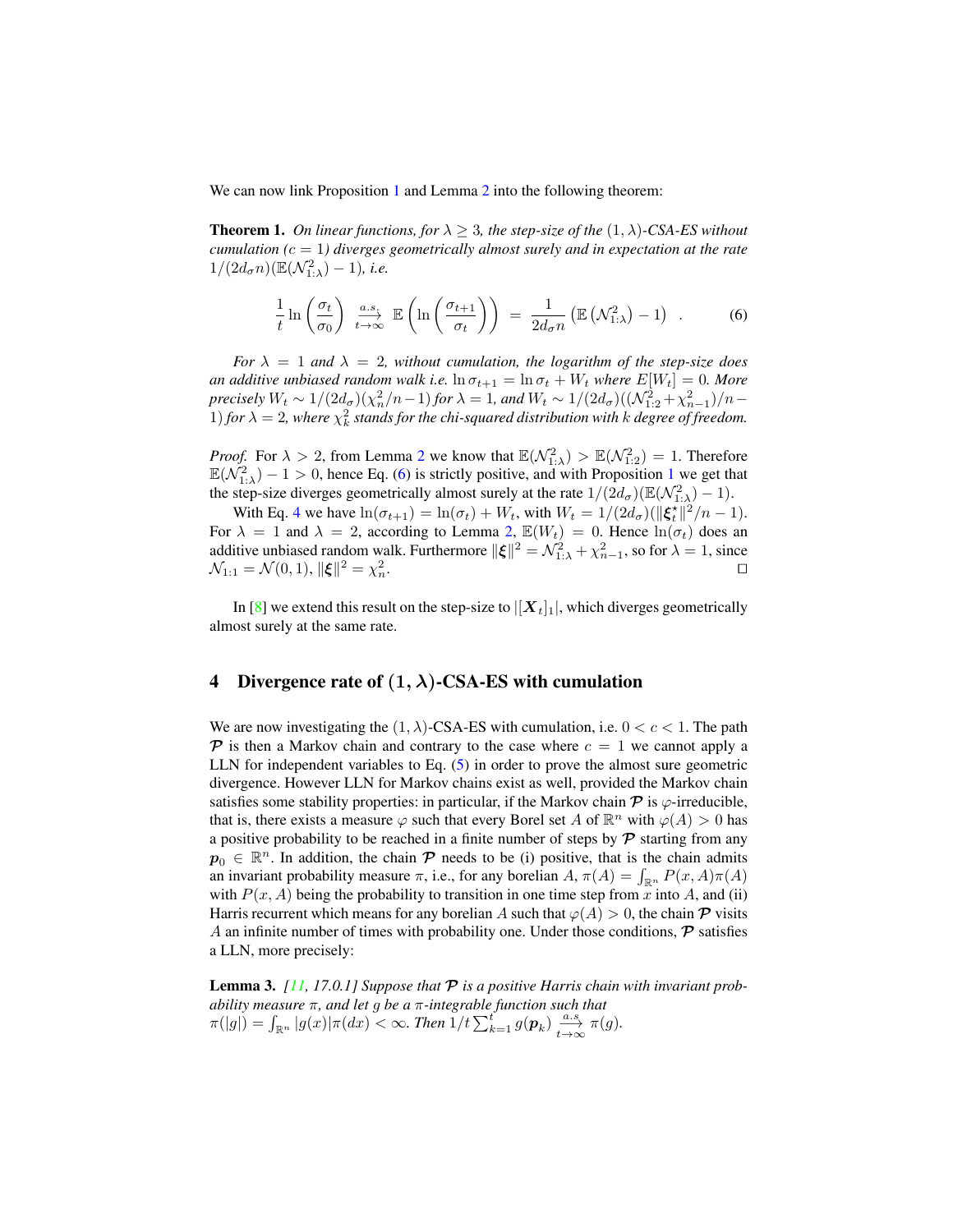We can now link Proposition 1 and Lemma 2 into the following theorem:

**Theorem 1.** *On linear functions, for $\lambda \geq 3$, the step-size of the $(1,\lambda)$-CSA-ES without cumulation ($c = 1$) diverges geometrically almost surely and in expectation at the rate $1/(2d_\sigma n)(\mathbb{E}(\mathcal{N}_{1:\lambda}^2) - 1)$, i.e.*

$$\frac{1}{t} \ln\left(\frac{\sigma_t}{\sigma_0}\right) \xrightarrow[t\to\infty]{a.s.} \mathbb{E}\left(\ln\left(\frac{\sigma_{t+1}}{\sigma_t}\right)\right) = \frac{1}{2d_\sigma n}\left(\mathbb{E}\left(\mathcal{N}_{1:\lambda}^2\right) - 1\right) \quad . \tag{6}$$

*For $\lambda = 1$ and $\lambda = 2$, without cumulation, the logarithm of the step-size does an additive unbiased random walk i.e. $\ln \sigma_{t+1} = \ln \sigma_t + W_t$ where $E[W_t] = 0$. More precisely $W_t \sim 1/(2d_\sigma)(\chi_n^2/n - 1)$ for $\lambda = 1$, and $W_t \sim 1/(2d_\sigma)((\mathcal{N}_{1:2}^2 + \chi_{n-1}^2)/n - 1)$ for $\lambda = 2$, where $\chi_k^2$ stands for the chi-squared distribution with $k$ degree of freedom.*

*Proof.* For $\lambda > 2$, from Lemma 2 we know that $\mathbb{E}(\mathcal{N}_{1:\lambda}^2) > \mathbb{E}(\mathcal{N}_{1:2}^2) = 1$. Therefore $\mathbb{E}(\mathcal{N}_{1:\lambda}^2) - 1 > 0$, hence Eq. (6) is strictly positive, and with Proposition 1 we get that the step-size diverges geometrically almost surely at the rate $1/(2d_\sigma)(\mathbb{E}(\mathcal{N}_{1:\lambda}^2) - 1)$.

With Eq. 4 we have $\ln(\sigma_{t+1}) = \ln(\sigma_t) + W_t$, with $W_t = 1/(2d_\sigma)(\|\boldsymbol{\xi}_t^\star\|^2/n - 1)$. For $\lambda = 1$ and $\lambda = 2$, according to Lemma 2, $\mathbb{E}(W_t) = 0$. Hence $\ln(\sigma_t)$ does an additive unbiased random walk. Furthermore $\|\boldsymbol{\xi}\|^2 = \mathcal{N}_{1:\lambda}^2 + \chi_{n-1}^2$, so for $\lambda = 1$, since $\mathcal{N}_{1:1} = \mathcal{N}(0,1)$, $\|\boldsymbol{\xi}\|^2 = \chi_n^2$. ∎

In [8] we extend this result on the step-size to $|[\boldsymbol{X}_t]_1|$, which diverges geometrically almost surely at the same rate.

## 4 Divergence rate of $(1,\lambda)$-CSA-ES with cumulation

We are now investigating the $(1,\lambda)$-CSA-ES with cumulation, i.e. $0 < c < 1$. The path $\boldsymbol{\mathcal{P}}$ is then a Markov chain and contrary to the case where $c = 1$ we cannot apply a LLN for independent variables to Eq. (5) in order to prove the almost sure geometric divergence. However LLN for Markov chains exist as well, provided the Markov chain satisfies some stability properties: in particular, if the Markov chain $\boldsymbol{\mathcal{P}}$ is $\varphi$-irreducible, that is, there exists a measure $\varphi$ such that every Borel set $A$ of $\mathbb{R}^n$ with $\varphi(A) > 0$ has a positive probability to be reached in a finite number of steps by $\boldsymbol{\mathcal{P}}$ starting from any $\boldsymbol{p}_0 \in \mathbb{R}^n$. In addition, the chain $\boldsymbol{\mathcal{P}}$ needs to be (i) positive, that is the chain admits an invariant probability measure $\pi$, i.e., for any borelian $A$, $\pi(A) = \int_{\mathbb{R}^n} P(x, A)\pi(A)$ with $P(x, A)$ being the probability to transition in one time step from $x$ into $A$, and (ii) Harris recurrent which means for any borelian $A$ such that $\varphi(A) > 0$, the chain $\boldsymbol{\mathcal{P}}$ visits $A$ an infinite number of times with probability one. Under those conditions, $\boldsymbol{\mathcal{P}}$ satisfies a LLN, more precisely:

**Lemma 3.** *[11, 17.0.1] Suppose that $\boldsymbol{\mathcal{P}}$ is a positive Harris chain with invariant probability measure $\pi$, and let $g$ be a $\pi$-integrable function such that $\pi(|g|) = \int_{\mathbb{R}^n} |g(x)|\pi(dx) < \infty$. Then $1/t \sum_{k=1}^{t} g(\boldsymbol{p}_k) \xrightarrow[t\to\infty]{a.s} \pi(g)$.*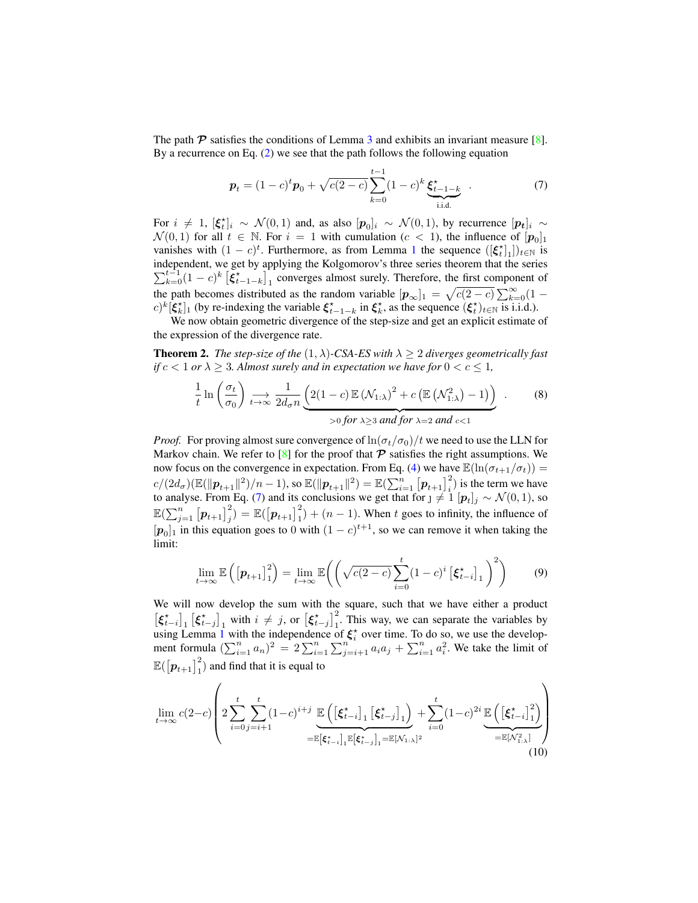The path $\mathcal{P}$ satisfies the conditions of Lemma 3 and exhibits an invariant measure [8]. By a recurrence on Eq. (2) we see that the path follows the following equation

$$\boldsymbol{p}_t = (1-c)^t \boldsymbol{p}_0 + \sqrt{c(2-c)} \sum_{k=0}^{t-1} (1-c)^k \underbrace{\boldsymbol{\xi}^\star_{t-1-k}}_{\text{i.i.d.}} \quad . \tag{7}$$

For $i \neq 1$, $[\boldsymbol{\xi}^\star_t]_i \sim \mathcal{N}(0,1)$ and, as also $[\boldsymbol{p}_0]_i \sim \mathcal{N}(0,1)$, by recurrence $[\boldsymbol{p_t}]_i \sim \mathcal{N}(0,1)$ for all $t \in \mathbb{N}$. For $i = 1$ with cumulation ($c < 1$), the influence of $[\boldsymbol{p}_0]_1$ vanishes with $(1-c)^t$. Furthermore, as from Lemma 1 the sequence $([\boldsymbol{\xi}^\star_t]_1])_{t\in\mathbb{N}}$ is independent, we get by applying the Kolgomorov's three series theorem that the series $\sum_{k=0}^{t-1}(1-c)^k \left[\boldsymbol{\xi}^\star_{t-1-k}\right]_1$ converges almost surely. Therefore, the first component of the path becomes distributed as the random variable $[\boldsymbol{p}_\infty]_1 = \sqrt{c(2-c)}\sum_{k=0}^{\infty}(1-c)^k[\boldsymbol{\xi}^\star_k]_1$ (by re-indexing the variable $\boldsymbol{\xi}^\star_{t-1-k}$ in $\boldsymbol{\xi}^\star_k$, as the sequence $(\boldsymbol{\xi}^\star_t)_{t\in\mathbb{N}}$ is i.i.d.).

We now obtain geometric divergence of the step-size and get an explicit estimate of the expression of the divergence rate.

**Theorem 2.** *The step-size of the* $(1,\lambda)$*-CSA-ES with* $\lambda \geq 2$ *diverges geometrically fast if* $c < 1$ *or* $\lambda \geq 3$*. Almost surely and in expectation we have for* $0 < c \leq 1$*,*

$$\frac{1}{t}\ln\left(\frac{\sigma_t}{\sigma_0}\right) \underset{t\to\infty}{\longrightarrow} \frac{1}{2d_\sigma n} \underbrace{\left(2(1-c)\,\mathbb{E}\left(\mathcal{N}_{1:\lambda}\right)^2 + c\left(\mathbb{E}\left(\mathcal{N}_{1:\lambda}^2\right) - 1\right)\right)}_{>0 \text{ for } \lambda\geq 3 \text{ and for } \lambda=2 \text{ and } c<1} \quad . \tag{8}$$

*Proof.* For proving almost sure convergence of $\ln(\sigma_t/\sigma_0)/t$ we need to use the LLN for Markov chain. We refer to [8] for the proof that $\mathcal{P}$ satisfies the right assumptions. We now focus on the convergence in expectation. From Eq. (4) we have $\mathbb{E}(\ln(\sigma_{t+1}/\sigma_t)) = c/(2d_\sigma)(\mathbb{E}(\|\boldsymbol{p}_{t+1}\|^2)/n - 1)$, so $\mathbb{E}(\|\boldsymbol{p}_{t+1}\|^2) = \mathbb{E}(\sum_{i=1}^n \left[\boldsymbol{p}_{t+1}\right]_i^2)$ is the term we have to analyse. From Eq. (7) and its conclusions we get that for $\jmath \neq 1$ $[\boldsymbol{p}_t]_j \sim \mathcal{N}(0,1)$, so $\mathbb{E}(\sum_{j=1}^n \left[\boldsymbol{p}_{t+1}\right]_j^2) = \mathbb{E}(\left[\boldsymbol{p}_{t+1}\right]_1^2) + (n-1)$. When $t$ goes to infinity, the influence of $[\boldsymbol{p}_0]_1$ in this equation goes to 0 with $(1-c)^{t+1}$, so we can remove it when taking the limit:

$$\lim_{t\to\infty}\mathbb{E}\left(\left[\boldsymbol{p}_{t+1}\right]_1^2\right) = \lim_{t\to\infty}\mathbb{E}\left(\left(\sqrt{c(2-c)}\sum_{i=0}^{t}(1-c)^i\left[\boldsymbol{\xi}^\star_{t-i}\right]_1\right)^2\right) \tag{9}$$

We will now develop the sum with the square, such that we have either a product $\left[\boldsymbol{\xi}^\star_{t-i}\right]_1\left[\boldsymbol{\xi}^\star_{t-j}\right]_1$ with $i \neq j$, or $\left[\boldsymbol{\xi}^\star_{t-j}\right]_1^2$. This way, we can separate the variables by using Lemma 1 with the independence of $\boldsymbol{\xi}^\star_i$ over time. To do so, we use the development formula $(\sum_{i=1}^n a_n)^2 = 2\sum_{i=1}^n\sum_{j=i+1}^n a_i a_j + \sum_{i=1}^n a_i^2$. We take the limit of $\mathbb{E}(\left[\boldsymbol{p}_{t+1}\right]_1^2)$ and find that it is equal to

$$\lim_{t\to\infty} c(2-c)\left(2\sum_{i=0}^{t}\sum_{j=i+1}^{t}(1-c)^{i+j}\underbrace{\mathbb{E}\left(\left[\boldsymbol{\xi}^\star_{t-i}\right]_1\left[\boldsymbol{\xi}^\star_{t-j}\right]_1\right)}_{=\mathbb{E}\left[\boldsymbol{\xi}^\star_{t-i}\right]_1\mathbb{E}\left[\boldsymbol{\xi}^\star_{t-j}\right]_1=\mathbb{E}[\mathcal{N}_{1:\lambda}]^2} + \sum_{i=0}^{t}(1-c)^{2i}\underbrace{\mathbb{E}\left(\left[\boldsymbol{\xi}^\star_{t-i}\right]_1^2\right)}_{=\mathbb{E}[\mathcal{N}_{1:\lambda}^2]}\right) \tag{10}$$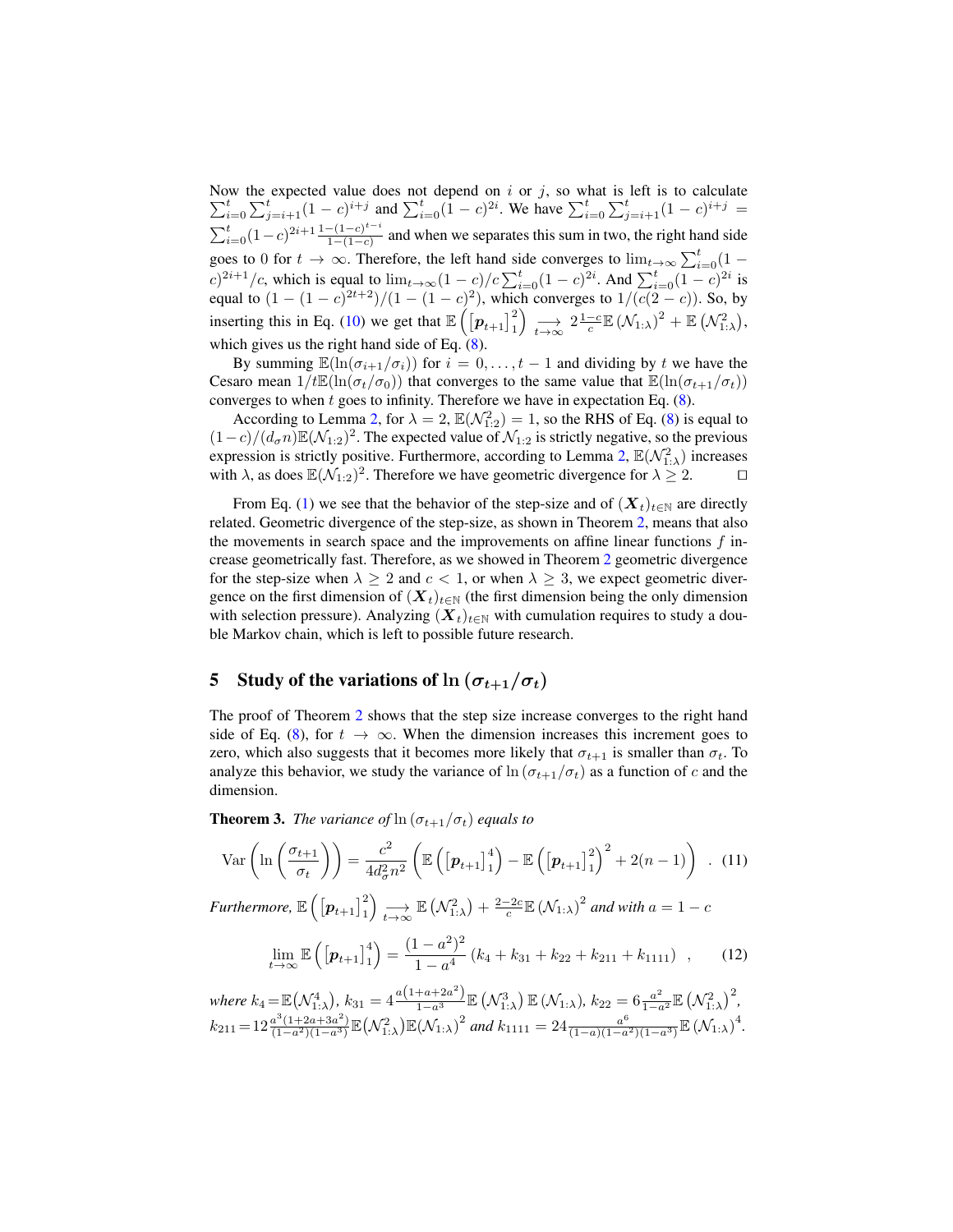Now the expected value does not depend on $i$ or $j$, so what is left is to calculate $\sum_{i=0}^{t}\sum_{j=i+1}^{t}(1-c)^{i+j}$ and $\sum_{i=0}^{t}(1-c)^{2i}$. We have $\sum_{i=0}^{t}\sum_{j=i+1}^{t}(1-c)^{i+j} = \sum_{i=0}^{t}(1-c)^{2i+1}\frac{1-(1-c)^{t-i}}{1-(1-c)}$ and when we separates this sum in two, the right hand side goes to 0 for $t\to\infty$. Therefore, the left hand side converges to $\lim_{t\to\infty}\sum_{i=0}^{t}(1-c)^{2i+1}/c$, which is equal to $\lim_{t\to\infty}(1-c)/c\sum_{i=0}^{t}(1-c)^{2i}$. And $\sum_{i=0}^{t}(1-c)^{2i}$ is equal to $(1-(1-c)^{2t+2})/(1-(1-c)^2)$, which converges to $1/(c(2-c))$. So, by inserting this in Eq. (10) we get that $\mathbb{E}\left(\left[\boldsymbol{p}_{t+1}\right]_1^2\right) \underset{t\to\infty}{\longrightarrow} 2\frac{1-c}{c}\mathbb{E}\left(\mathcal{N}_{1:\lambda}\right)^2 + \mathbb{E}\left(\mathcal{N}_{1:\lambda}^2\right)$, which gives us the right hand side of Eq. (8).

By summing $\mathbb{E}(\ln(\sigma_{i+1}/\sigma_i))$ for $i=0,\ldots,t-1$ and dividing by $t$ we have the Cesaro mean $1/t\mathbb{E}(\ln(\sigma_t/\sigma_0))$ that converges to the same value that $\mathbb{E}(\ln(\sigma_{t+1}/\sigma_t))$ converges to when $t$ goes to infinity. Therefore we have in expectation Eq. (8).

According to Lemma 2, for $\lambda=2$, $\mathbb{E}(\mathcal{N}_{1:2}^2)=1$, so the RHS of Eq. (8) is equal to $(1-c)/(d_\sigma n)\mathbb{E}(\mathcal{N}_{1:2})^2$. The expected value of $\mathcal{N}_{1:2}$ is strictly negative, so the previous expression is strictly positive. Furthermore, according to Lemma 2, $\mathbb{E}(\mathcal{N}_{1:\lambda}^2)$ increases with $\lambda$, as does $\mathbb{E}(\mathcal{N}_{1:2})^2$. Therefore we have geometric divergence for $\lambda\geq 2$. □

From Eq. (1) we see that the behavior of the step-size and of $(\boldsymbol{X}_t)_{t\in\mathbb{N}}$ are directly related. Geometric divergence of the step-size, as shown in Theorem 2, means that also the movements in search space and the improvements on affine linear functions $f$ increase geometrically fast. Therefore, as we showed in Theorem 2 geometric divergence for the step-size when $\lambda\geq 2$ and $c<1$, or when $\lambda\geq 3$, we expect geometric divergence on the first dimension of $(\boldsymbol{X}_t)_{t\in\mathbb{N}}$ (the first dimension being the only dimension with selection pressure). Analyzing $(\boldsymbol{X}_t)_{t\in\mathbb{N}}$ with cumulation requires to study a double Markov chain, which is left to possible future research.

## 5 Study of the variations of $\ln\left(\sigma_{t+1}/\sigma_t\right)$

The proof of Theorem 2 shows that the step size increase converges to the right hand side of Eq. (8), for $t\to\infty$. When the dimension increases this increment goes to zero, which also suggests that it becomes more likely that $\sigma_{t+1}$ is smaller than $\sigma_t$. To analyze this behavior, we study the variance of $\ln\left(\sigma_{t+1}/\sigma_t\right)$ as a function of $c$ and the dimension.

**Theorem 3.** *The variance of* $\ln\left(\sigma_{t+1}/\sigma_t\right)$ *equals to*

$$\operatorname{Var}\left(\ln\left(\frac{\sigma_{t+1}}{\sigma_t}\right)\right) = \frac{c^2}{4d_\sigma^2 n^2}\left(\mathbb{E}\left(\left[\boldsymbol{p}_{t+1}\right]_1^4\right) - \mathbb{E}\left(\left[\boldsymbol{p}_{t+1}\right]_1^2\right)^2 + 2(n-1)\right) \quad . \quad (11)$$

*Furthermore,* $\mathbb{E}\left(\left[\boldsymbol{p}_{t+1}\right]_1^2\right) \underset{t\to\infty}{\longrightarrow} \mathbb{E}\left(\mathcal{N}_{1:\lambda}^2\right) + \frac{2-2c}{c}\mathbb{E}\left(\mathcal{N}_{1:\lambda}\right)^2$ *and with* $a=1-c$

$$\lim_{t\to\infty}\mathbb{E}\left(\left[\boldsymbol{p}_{t+1}\right]_1^4\right) = \frac{(1-a^2)^2}{1-a^4}\left(k_4+k_{31}+k_{22}+k_{211}+k_{1111}\right) \quad , \quad (12)$$

*where* $k_4=\mathbb{E}\left(\mathcal{N}_{1:\lambda}^4\right)$, $k_{31}=4\frac{a\left(1+a+2a^2\right)}{1-a^3}\mathbb{E}\left(\mathcal{N}_{1:\lambda}^3\right)\mathbb{E}\left(\mathcal{N}_{1:\lambda}\right)$, $k_{22}=6\frac{a^2}{1-a^2}\mathbb{E}\left(\mathcal{N}_{1:\lambda}^2\right)^2$, $k_{211}=12\frac{a^3(1+2a+3a^2)}{(1-a^2)(1-a^3)}\mathbb{E}\left(\mathcal{N}_{1:\lambda}^2\right)\mathbb{E}\left(\mathcal{N}_{1:\lambda}\right)^2$ *and* $k_{1111}=24\frac{a^6}{(1-a)(1-a^2)(1-a^3)}\mathbb{E}\left(\mathcal{N}_{1:\lambda}\right)^4$.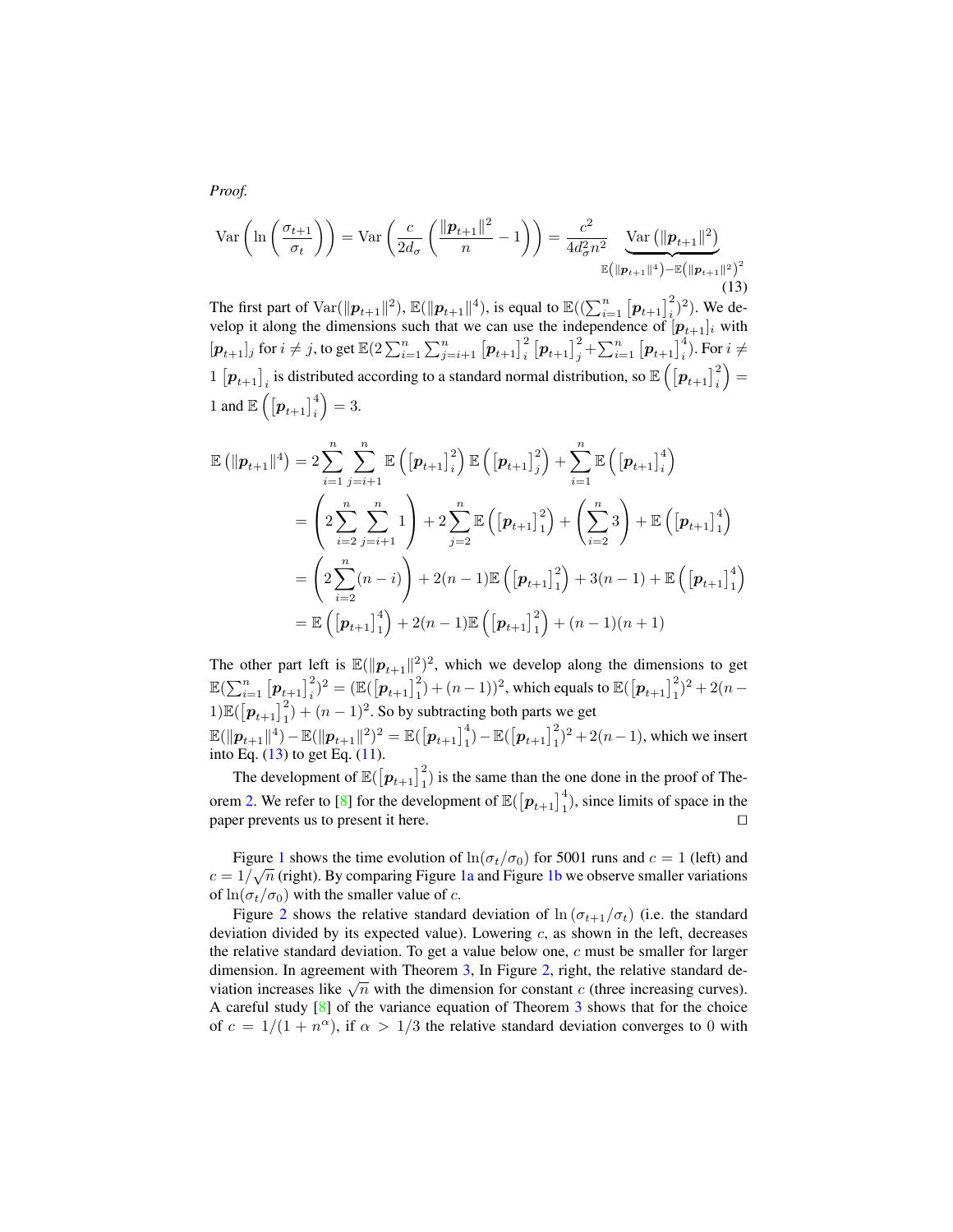*Proof.*

$$\operatorname{Var}\left(\ln\left(\frac{\sigma_{t+1}}{\sigma_t}\right)\right) = \operatorname{Var}\left(\frac{c}{2d_\sigma}\left(\frac{\|\boldsymbol{p}_{t+1}\|^2}{n} - 1\right)\right) = \frac{c^2}{4d_\sigma^2 n^2}\underbrace{\operatorname{Var}\left(\|\boldsymbol{p}_{t+1}\|^2\right)}_{\mathbb{E}\left(\|\boldsymbol{p}_{t+1}\|^4\right) - \mathbb{E}\left(\|\boldsymbol{p}_{t+1}\|^2\right)^2} \tag{13}$$

The first part of $\operatorname{Var}(\|\boldsymbol{p}_{t+1}\|^2)$, $\mathbb{E}(\|\boldsymbol{p}_{t+1}\|^4)$, is equal to $\mathbb{E}((\sum_{i=1}^n [\boldsymbol{p}_{t+1}]_i^2)^2)$. We develop it along the dimensions such that we can use the independence of $[\boldsymbol{p}_{t+1}]_i$ with $[\boldsymbol{p}_{t+1}]_j$ for $i \neq j$, to get $\mathbb{E}(2\sum_{i=1}^n \sum_{j=i+1}^n [\boldsymbol{p}_{t+1}]_i^2 [\boldsymbol{p}_{t+1}]_j^2 + \sum_{i=1}^n [\boldsymbol{p}_{t+1}]_i^4)$. For $i \neq 1$ $[\boldsymbol{p}_{t+1}]_i$ is distributed according to a standard normal distribution, so $\mathbb{E}\left([\boldsymbol{p}_{t+1}]_i^2\right) = 1$ and $\mathbb{E}\left([\boldsymbol{p}_{t+1}]_i^4\right) = 3$.

$$\begin{aligned}
\mathbb{E}\left(\|\boldsymbol{p}_{t+1}\|^4\right) &= 2\sum_{i=1}^n \sum_{j=i+1}^n \mathbb{E}\left([\boldsymbol{p}_{t+1}]_i^2\right)\mathbb{E}\left([\boldsymbol{p}_{t+1}]_j^2\right) + \sum_{i=1}^n \mathbb{E}\left([\boldsymbol{p}_{t+1}]_i^4\right) \\
&= \left(2\sum_{i=2}^n \sum_{j=i+1}^n 1\right) + 2\sum_{j=2}^n \mathbb{E}\left([\boldsymbol{p}_{t+1}]_1^2\right) + \left(\sum_{i=2}^n 3\right) + \mathbb{E}\left([\boldsymbol{p}_{t+1}]_1^4\right) \\
&= \left(2\sum_{i=2}^n (n-i)\right) + 2(n-1)\mathbb{E}\left([\boldsymbol{p}_{t+1}]_1^2\right) + 3(n-1) + \mathbb{E}\left([\boldsymbol{p}_{t+1}]_1^4\right) \\
&= \mathbb{E}\left([\boldsymbol{p}_{t+1}]_1^4\right) + 2(n-1)\mathbb{E}\left([\boldsymbol{p}_{t+1}]_1^2\right) + (n-1)(n+1)
\end{aligned}$$

The other part left is $\mathbb{E}(\|\boldsymbol{p}_{t+1}\|^2)^2$, which we develop along the dimensions to get $\mathbb{E}(\sum_{i=1}^n [\boldsymbol{p}_{t+1}]_i^2)^2 = (\mathbb{E}([\boldsymbol{p}_{t+1}]_1^2) + (n-1))^2$, which equals to $\mathbb{E}([\boldsymbol{p}_{t+1}]_1^2)^2 + 2(n-1)\mathbb{E}([\boldsymbol{p}_{t+1}]_1^2) + (n-1)^2$. So by subtracting both parts we get $\mathbb{E}(\|\boldsymbol{p}_{t+1}\|^4) - \mathbb{E}(\|\boldsymbol{p}_{t+1}\|^2)^2 = \mathbb{E}([\boldsymbol{p}_{t+1}]_1^4) - \mathbb{E}([\boldsymbol{p}_{t+1}]_1^2)^2 + 2(n-1)$, which we insert into Eq. (13) to get Eq. (11).

The development of $\mathbb{E}([\boldsymbol{p}_{t+1}]_1^2)$ is the same than the one done in the proof of Theorem 2. We refer to [8] for the development of $\mathbb{E}([\boldsymbol{p}_{t+1}]_1^4)$, since limits of space in the paper prevents us to present it here. □

Figure 1 shows the time evolution of $\ln(\sigma_t/\sigma_0)$ for 5001 runs and $c = 1$ (left) and $c = 1/\sqrt{n}$ (right). By comparing Figure 1a and Figure 1b we observe smaller variations of $\ln(\sigma_t/\sigma_0)$ with the smaller value of $c$.

Figure 2 shows the relative standard deviation of $\ln(\sigma_{t+1}/\sigma_t)$ (i.e. the standard deviation divided by its expected value). Lowering $c$, as shown in the left, decreases the relative standard deviation. To get a value below one, $c$ must be smaller for larger dimension. In agreement with Theorem 3, In Figure 2, right, the relative standard deviation increases like $\sqrt{n}$ with the dimension for constant $c$ (three increasing curves). A careful study [8] of the variance equation of Theorem 3 shows that for the choice of $c = 1/(1 + n^\alpha)$, if $\alpha > 1/3$ the relative standard deviation converges to 0 with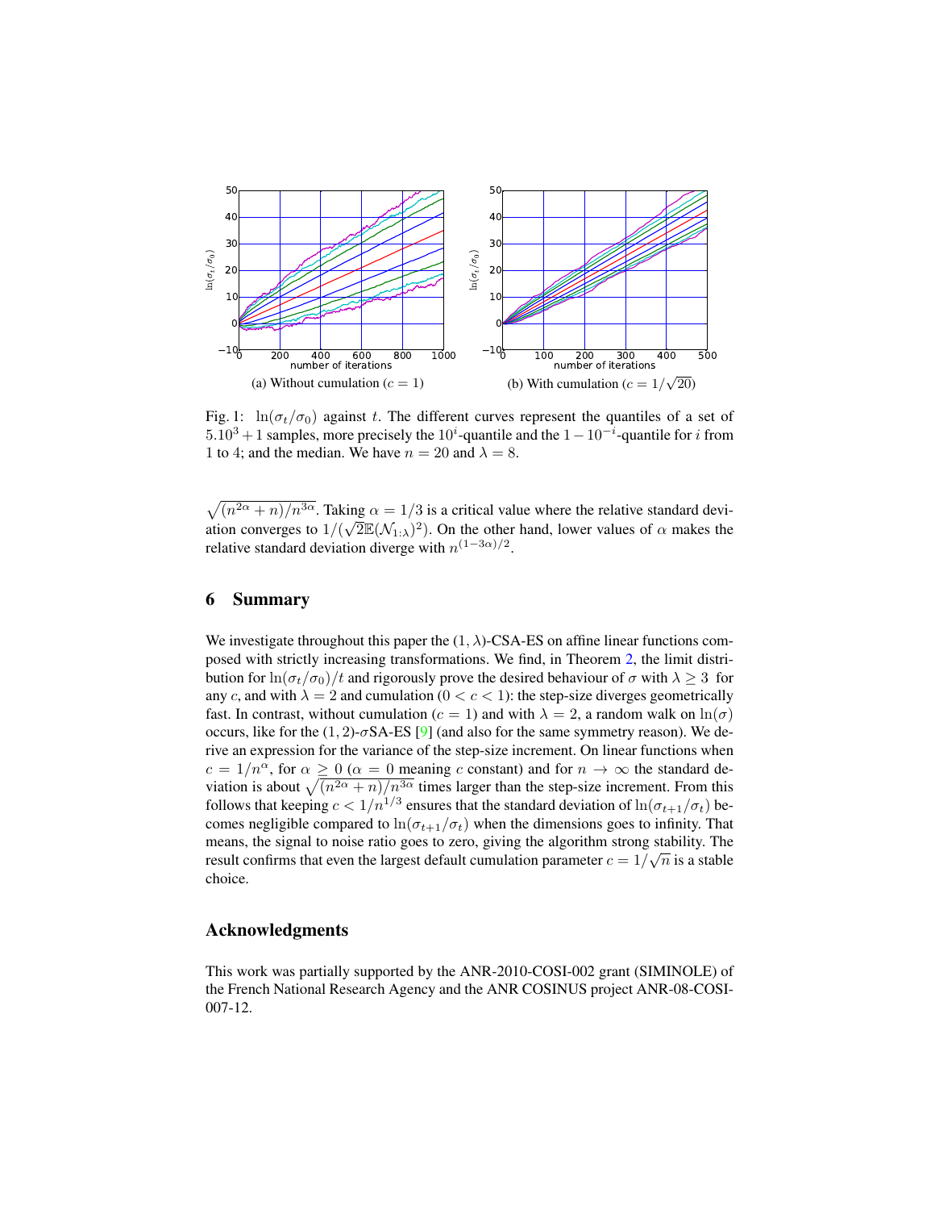(a) Without cumulation ($c = 1$)

(b) With cumulation ($c = 1/\sqrt{20}$)

Fig. 1: $\ln(\sigma_t/\sigma_0)$ against $t$. The different curves represent the quantiles of a set of $5.10^3 + 1$ samples, more precisely the $10^i$-quantile and the $1 - 10^{-i}$-quantile for $i$ from 1 to 4; and the median. We have $n = 20$ and $\lambda = 8$.

$\sqrt{(n^{2\alpha} + n)/n^{3\alpha}}$. Taking $\alpha = 1/3$ is a critical value where the relative standard deviation converges to $1/(\sqrt{2}\mathbb{E}(\mathcal{N}_{1:\lambda})^2)$. On the other hand, lower values of $\alpha$ makes the relative standard deviation diverge with $n^{(1-3\alpha)/2}$.

## 6 Summary

We investigate throughout this paper the $(1, \lambda)$-CSA-ES on affine linear functions composed with strictly increasing transformations. We find, in Theorem 2, the limit distribution for $\ln(\sigma_t/\sigma_0)/t$ and rigorously prove the desired behaviour of $\sigma$ with $\lambda \geq 3$ for any $c$, and with $\lambda = 2$ and cumulation ($0 < c < 1$): the step-size diverges geometrically fast. In contrast, without cumulation ($c = 1$) and with $\lambda = 2$, a random walk on $\ln(\sigma)$ occurs, like for the $(1, 2)$-$\sigma$SA-ES [9] (and also for the same symmetry reason). We derive an expression for the variance of the step-size increment. On linear functions when $c = 1/n^\alpha$, for $\alpha \geq 0$ ($\alpha = 0$ meaning $c$ constant) and for $n \to \infty$ the standard deviation is about $\sqrt{(n^{2\alpha} + n)/n^{3\alpha}}$ times larger than the step-size increment. From this follows that keeping $c < 1/n^{1/3}$ ensures that the standard deviation of $\ln(\sigma_{t+1}/\sigma_t)$ becomes negligible compared to $\ln(\sigma_{t+1}/\sigma_t)$ when the dimensions goes to infinity. That means, the signal to noise ratio goes to zero, giving the algorithm strong stability. The result confirms that even the largest default cumulation parameter $c = 1/\sqrt{n}$ is a stable choice.

## Acknowledgments

This work was partially supported by the ANR-2010-COSI-002 grant (SIMINOLE) of the French National Research Agency and the ANR COSINUS project ANR-08-COSI-007-12.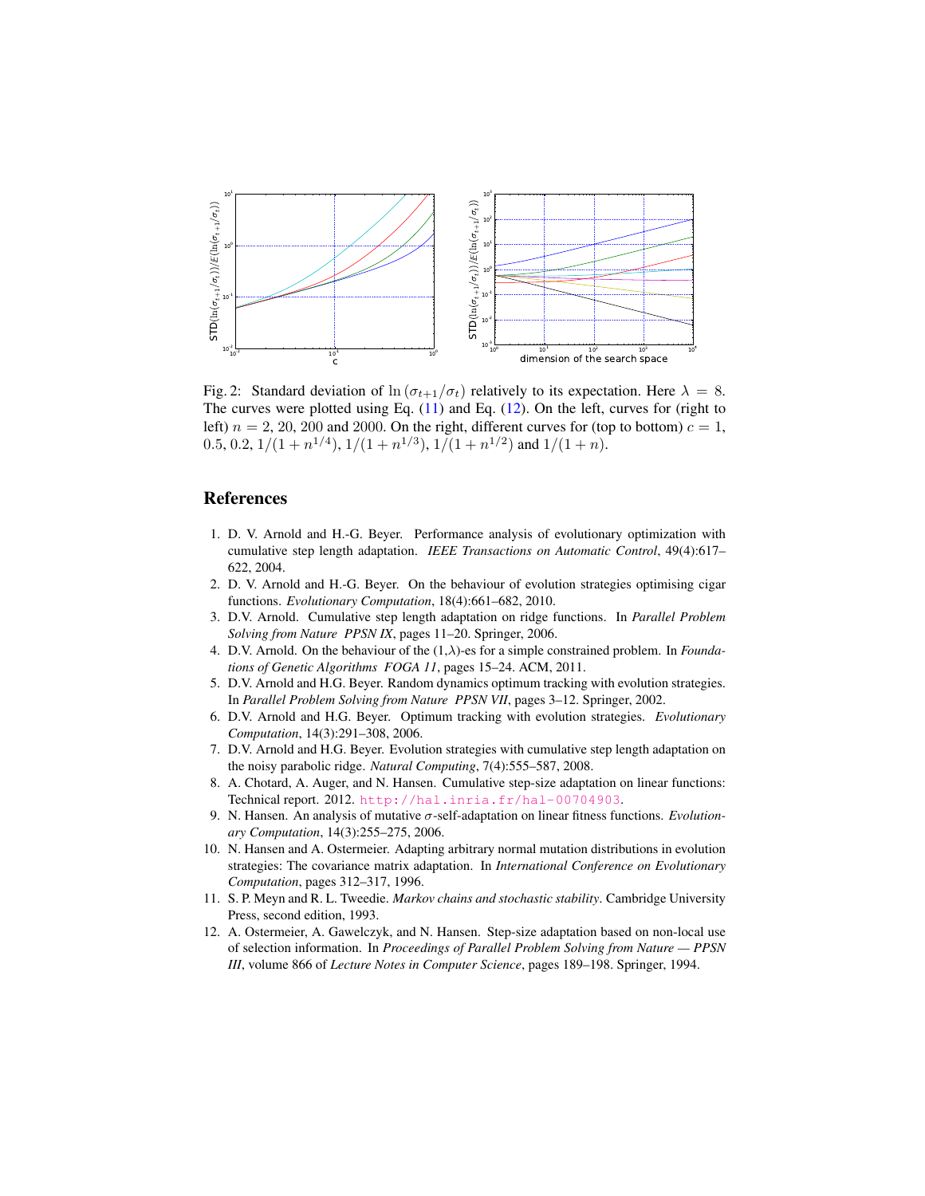STD(ln(σ_{t+1}/σ_t))/E(ln(σ_{t+1}/σ_t))

10^1

10^0

10^-1

10^-2

10^-2

10^-1

10^0

c

STD(ln(σ_{t+1}/σ_t))/E(ln(σ_{t+1}/σ_t))

10^3

10^2

10^1

10^0

10^-1

10^-2

10^-3

10^0

10^1

10^2

10^3

10^4

dimension of the search space

Fig. 2: Standard deviation of $\ln(\sigma_{t+1}/\sigma_t)$ relatively to its expectation. Here $\lambda = 8$. The curves were plotted using Eq. (11) and Eq. (12). On the left, curves for (right to left) $n = 2$, 20, 200 and 2000. On the right, different curves for (top to bottom) $c = 1$, 0.5, 0.2, $1/(1+n^{1/4})$, $1/(1+n^{1/3})$, $1/(1+n^{1/2})$ and $1/(1+n)$.

## References

1. D. V. Arnold and H.-G. Beyer. Performance analysis of evolutionary optimization with cumulative step length adaptation. *IEEE Transactions on Automatic Control*, 49(4):617–622, 2004.
2. D. V. Arnold and H.-G. Beyer. On the behaviour of evolution strategies optimising cigar functions. *Evolutionary Computation*, 18(4):661–682, 2010.
3. D.V. Arnold. Cumulative step length adaptation on ridge functions. In *Parallel Problem Solving from Nature PPSN IX*, pages 11–20. Springer, 2006.
4. D.V. Arnold. On the behaviour of the (1,λ)-es for a simple constrained problem. In *Foundations of Genetic Algorithms FOGA 11*, pages 15–24. ACM, 2011.
5. D.V. Arnold and H.G. Beyer. Random dynamics optimum tracking with evolution strategies. In *Parallel Problem Solving from Nature PPSN VII*, pages 3–12. Springer, 2002.
6. D.V. Arnold and H.G. Beyer. Optimum tracking with evolution strategies. *Evolutionary Computation*, 14(3):291–308, 2006.
7. D.V. Arnold and H.G. Beyer. Evolution strategies with cumulative step length adaptation on the noisy parabolic ridge. *Natural Computing*, 7(4):555–587, 2008.
8. A. Chotard, A. Auger, and N. Hansen. Cumulative step-size adaptation on linear functions: Technical report. 2012. http://hal.inria.fr/hal-00704903.
9. N. Hansen. An analysis of mutative σ-self-adaptation on linear fitness functions. *Evolutionary Computation*, 14(3):255–275, 2006.
10. N. Hansen and A. Ostermeier. Adapting arbitrary normal mutation distributions in evolution strategies: The covariance matrix adaptation. In *International Conference on Evolutionary Computation*, pages 312–317, 1996.
11. S. P. Meyn and R. L. Tweedie. *Markov chains and stochastic stability*. Cambridge University Press, second edition, 1993.
12. A. Ostermeier, A. Gawelczyk, and N. Hansen. Step-size adaptation based on non-local use of selection information. In *Proceedings of Parallel Problem Solving from Nature — PPSN III*, volume 866 of *Lecture Notes in Computer Science*, pages 189–198. Springer, 1994.